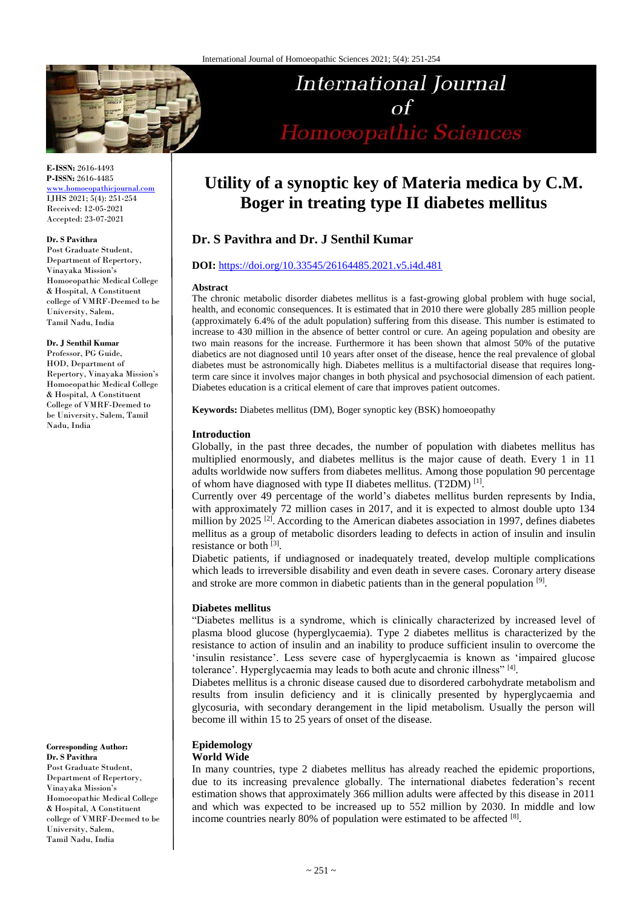# Utility of a synoptic key of Materia medica by C.M. Boger in treating type II diabetes mellitus

**Dr. S Pavithra and Dr. J Senthil Kumar**

**DOI:** https://doi.org/10.33545/26164485.2021.v5.i4d.481

E-ISSN: 2616-4493
P-ISSN: 2616-4485
www.homoeopathicjournal.com
IJHS 2021; 5(4): 251-254
Received: 12-05-2021
Accepted: 23-07-2021

**Dr. S Pavithra**
Post Graduate Student, Department of Repertory, Vinayaka Mission's Homoeopathic Medical College & Hospital, A Constituent college of VMRF-Deemed to be University, Salem, Tamil Nadu, India

**Dr. J Senthil Kumar**
Professor, PG Guide, HOD, Department of Repertory, Vinayaka Mission's Homoeopathic Medical College & Hospital, A Constituent College of VMRF-Deemed to be University, Salem, Tamil Nadu, India

**Corresponding Author:**
**Dr. S Pavithra**
Post Graduate Student, Department of Repertory, Vinayaka Mission's Homoeopathic Medical College & Hospital, A Constituent college of VMRF-Deemed to be University, Salem, Tamil Nadu, India

### Abstract

The chronic metabolic disorder diabetes mellitus is a fast-growing global problem with huge social, health, and economic consequences. It is estimated that in 2010 there were globally 285 million people (approximately 6.4% of the adult population) suffering from this disease. This number is estimated to increase to 430 million in the absence of better control or cure. An ageing population and obesity are two main reasons for the increase. Furthermore it has been shown that almost 50% of the putative diabetics are not diagnosed until 10 years after onset of the disease, hence the real prevalence of global diabetes must be astronomically high. Diabetes mellitus is a multifactorial disease that requires long-term care since it involves major changes in both physical and psychosocial dimension of each patient. Diabetes education is a critical element of care that improves patient outcomes.

**Keywords:** Diabetes mellitus (DM), Boger synoptic key (BSK) homoeopathy

### Introduction

Globally, in the past three decades, the number of population with diabetes mellitus has multiplied enormously, and diabetes mellitus is the major cause of death. Every 1 in 11 adults worldwide now suffers from diabetes mellitus. Among those population 90 percentage of whom have diagnosed with type II diabetes mellitus. (T2DM) [1].

Currently over 49 percentage of the world's diabetes mellitus burden represents by India, with approximately 72 million cases in 2017, and it is expected to almost double upto 134 million by 2025 [2]. According to the American diabetes association in 1997, defines diabetes mellitus as a group of metabolic disorders leading to defects in action of insulin and insulin resistance or both [3].

Diabetic patients, if undiagnosed or inadequately treated, develop multiple complications which leads to irreversible disability and even death in severe cases. Coronary artery disease and stroke are more common in diabetic patients than in the general population [9].

### Diabetes mellitus

"Diabetes mellitus is a syndrome, which is clinically characterized by increased level of plasma blood glucose (hyperglycaemia). Type 2 diabetes mellitus is characterized by the resistance to action of insulin and an inability to produce sufficient insulin to overcome the 'insulin resistance'. Less severe case of hyperglycaemia is known as 'impaired glucose tolerance'. Hyperglycaemia may leads to both acute and chronic illness" [4].

Diabetes mellitus is a chronic disease caused due to disordered carbohydrate metabolism and results from insulin deficiency and it is clinically presented by hyperglycaemia and glycosuria, with secondary derangement in the lipid metabolism. Usually the person will become ill within 15 to 25 years of onset of the disease.

### Epidemology

#### World Wide

In many countries, type 2 diabetes mellitus has already reached the epidemic proportions, due to its increasing prevalence globally. The international diabetes federation's recent estimation shows that approximately 366 million adults were affected by this disease in 2011 and which was expected to be increased up to 552 million by 2030. In middle and low income countries nearly 80% of population were estimated to be affected [8].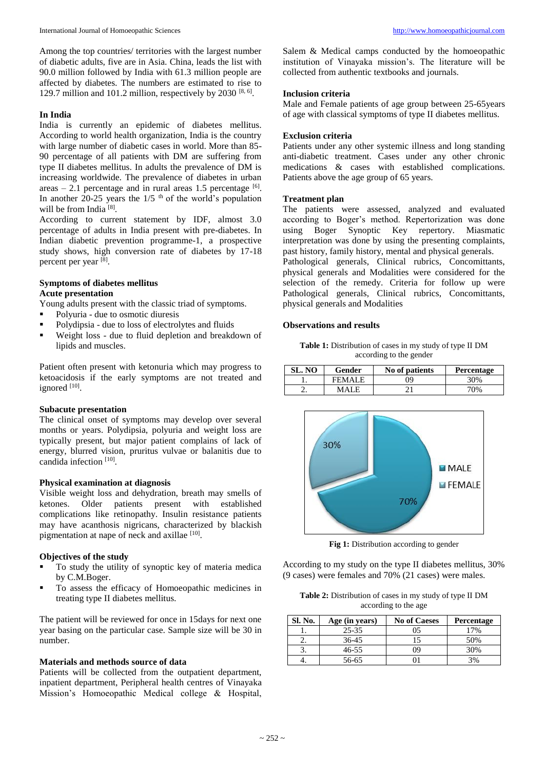Among the top countries/ territories with the largest number of diabetic adults, five are in Asia. China, leads the list with 90.0 million followed by India with 61.3 million people are affected by diabetes. The numbers are estimated to rise to 129.7 million and 101.2 million, respectively by 2030 [8, 6].

**In India**

India is currently an epidemic of diabetes mellitus. According to world health organization, India is the country with large number of diabetic cases in world. More than 85-90 percentage of all patients with DM are suffering from type II diabetes mellitus. In adults the prevalence of DM is increasing worldwide. The prevalence of diabetes in urban areas – 2.1 percentage and in rural areas 1.5 percentage [6]. In another 20-25 years the 1/5 th of the world's population will be from India [8].

According to current statement by IDF, almost 3.0 percentage of adults in India present with pre-diabetes. In Indian diabetic prevention programme-1, a prospective study shows, high conversion rate of diabetes by 17-18 percent per year [8].

**Symptoms of diabetes mellitus**

**Acute presentation**

Young adults present with the classic triad of symptoms.

- Polyuria - due to osmotic diuresis
- Polydipsia - due to loss of electrolytes and fluids
- Weight loss - due to fluid depletion and breakdown of lipids and muscles.

Patient often present with ketonuria which may progress to ketoacidosis if the early symptoms are not treated and ignored [10].

**Subacute presentation**

The clinical onset of symptoms may develop over several months or years. Polydipsia, polyuria and weight loss are typically present, but major patient complains of lack of energy, blurred vision, pruritus vulvae or balanitis due to candida infection [10].

**Physical examination at diagnosis**

Visible weight loss and dehydration, breath may smells of ketones. Older patients present with established complications like retinopathy. Insulin resistance patients may have acanthosis nigricans, characterized by blackish pigmentation at nape of neck and axillae [10].

**Objectives of the study**

- To study the utility of synoptic key of materia medica by C.M.Boger.
- To assess the efficacy of Homoeopathic medicines in treating type II diabetes mellitus.

The patient will be reviewed for once in 15days for next one year basing on the particular case. Sample size will be 30 in number.

**Materials and methods source of data**

Patients will be collected from the outpatient department, inpatient department, Peripheral health centres of Vinayaka Mission's Homoeopathic Medical college & Hospital, Salem & Medical camps conducted by the homoeopathic institution of Vinayaka mission's. The literature will be collected from authentic textbooks and journals.

**Inclusion criteria**

Male and Female patients of age group between 25-65years of age with classical symptoms of type II diabetes mellitus.

**Exclusion criteria**

Patients under any other systemic illness and long standing anti-diabetic treatment. Cases under any other chronic medications & cases with established complications. Patients above the age group of 65 years.

**Treatment plan**

The patients were assessed, analyzed and evaluated according to Boger's method. Repertorization was done using Boger Synoptic Key repertory. Miasmatic interpretation was done by using the presenting complaints, past history, family history, mental and physical generals.

Pathological generals, Clinical rubrics, Concomittants, physical generals and Modalities were considered for the selection of the remedy. Criteria for follow up were Pathological generals, Clinical rubrics, Concomittants, physical generals and Modalities

**Observations and results**

**Table 1:** Distribution of cases in my study of type II DM according to the gender

| SL. NO | Gender | No of patients | Percentage |
|---|---|---|---|
| 1. | FEMALE | 09 | 30% |
| 2. | MALE | 21 | 70% |

**Fig 1:** Distribution according to gender

According to my study on the type II diabetes mellitus, 30% (9 cases) were females and 70% (21 cases) were males.

**Table 2:** Distribution of cases in my study of type II DM according to the age

| Sl. No. | Age (in years) | No of Caeses | Percentage |
|---|---|---|---|
| 1. | 25-35 | 05 | 17% |
| 2. | 36-45 | 15 | 50% |
| 3. | 46-55 | 09 | 30% |
| 4. | 56-65 | 01 | 3% |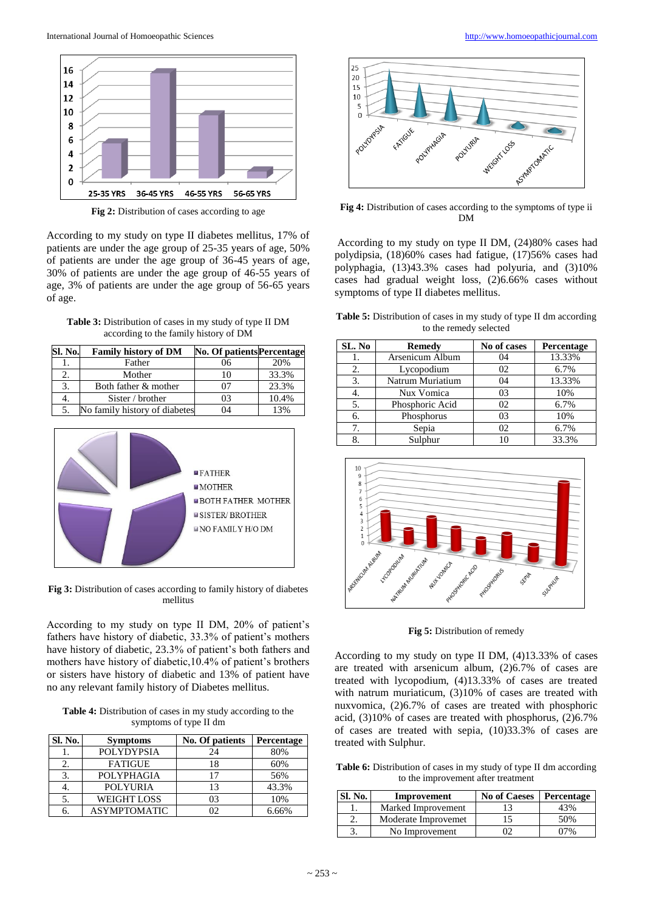Fig 2: Distribution of cases according to age

According to my study on type II diabetes mellitus, 17% of patients are under the age group of 25-35 years of age, 50% of patients are under the age group of 36-45 years of age, 30% of patients are under the age group of 46-55 years of age, 3% of patients are under the age group of 56-65 years of age.

**Table 3:** Distribution of cases in my study of type II DM according to the family history of DM

| Sl. No. | Family history of DM | No. Of patients | Percentage |
|---|---|---|---|
| 1. | Father | 06 | 20% |
| 2. | Mother | 10 | 33.3% |
| 3. | Both father & mother | 07 | 23.3% |
| 4. | Sister / brother | 03 | 10.4% |
| 5. | No family history of diabetes | 04 | 13% |

**Fig 3:** Distribution of cases according to family history of diabetes mellitus

According to my study on type II DM, 20% of patient's fathers have history of diabetic, 33.3% of patient's mothers have history of diabetic, 23.3% of patient's both fathers and mothers have history of diabetic,10.4% of patient's brothers or sisters have history of diabetic and 13% of patient have no any relevant family history of Diabetes mellitus.

**Table 4:** Distribution of cases in my study according to the symptoms of type II dm

| Sl. No. | Symptoms | No. Of patients | Percentage |
|---|---|---|---|
| 1. | POLYDYPSIA | 24 | 80% |
| 2. | FATIGUE | 18 | 60% |
| 3. | POLYPHAGIA | 17 | 56% |
| 4. | POLYURIA | 13 | 43.3% |
| 5. | WEIGHT LOSS | 03 | 10% |
| 6. | ASYMPTOMATIC | 02 | 6.66% |

**Fig 4:** Distribution of cases according to the symptoms of type ii DM

According to my study on type II DM, (24)80% cases had polydipsia, (18)60% cases had fatigue, (17)56% cases had polyphagia, (13)43.3% cases had polyuria, and (3)10% cases had gradual weight loss, (2)6.66% cases without symptoms of type II diabetes mellitus.

**Table 5:** Distribution of cases in my study of type II dm according to the remedy selected

| SL. No | Remedy | No of cases | Percentage |
|---|---|---|---|
| 1. | Arsenicum Album | 04 | 13.33% |
| 2. | Lycopodium | 02 | 6.7% |
| 3. | Natrum Muriatium | 04 | 13.33% |
| 4. | Nux Vomica | 03 | 10% |
| 5. | Phosphoric Acid | 02 | 6.7% |
| 6. | Phosphorus | 03 | 10% |
| 7. | Sepia | 02 | 6.7% |
| 8. | Sulphur | 10 | 33.3% |

**Fig 5:** Distribution of remedy

According to my study on type II DM, (4)13.33% of cases are treated with arsenicum album, (2)6.7% of cases are treated with lycopodium, (4)13.33% of cases are treated with natrum muriaticum, (3)10% of cases are treated with nuxvomica, (2)6.7% of cases are treated with phosphoric acid, (3)10% of cases are treated with phosphorus, (2)6.7% of cases are treated with sepia, (10)33.3% of cases are treated with Sulphur.

**Table 6:** Distribution of cases in my study of type II dm according to the improvement after treatment

| Sl. No. | Improvement | No of Caeses | Percentage |
|---|---|---|---|
| 1. | Marked Improvement | 13 | 43% |
| 2. | Moderate Improvemet | 15 | 50% |
| 3. | No Improvement | 02 | 07% |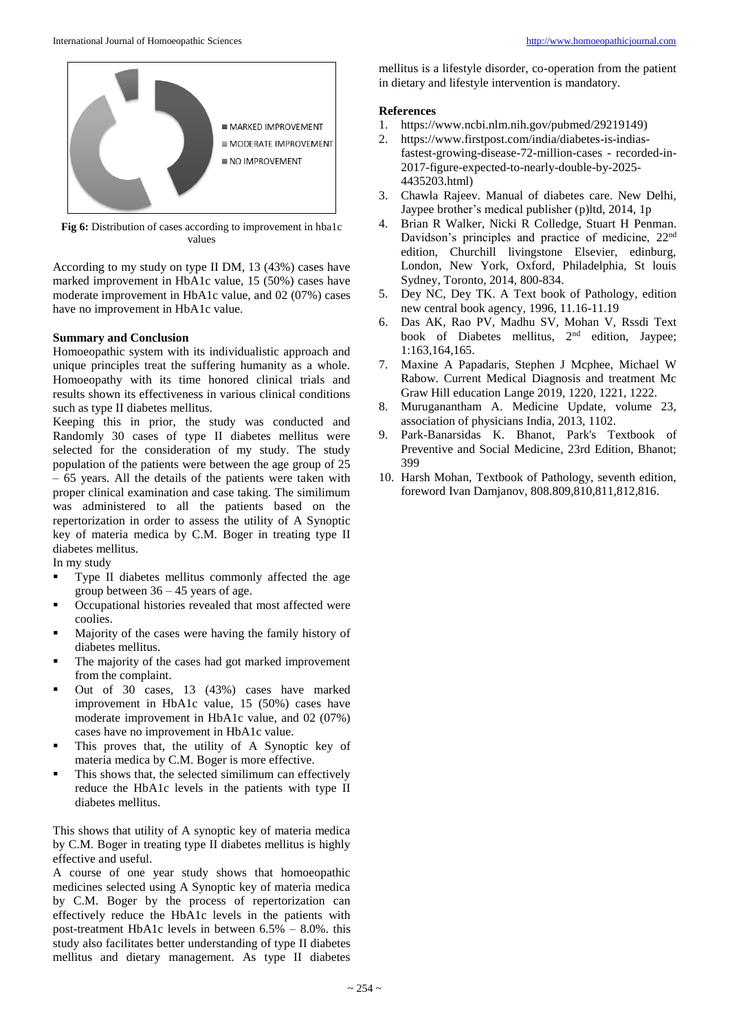MARKED IMPROVEMENT

MODERATE IMPROVEMENT

NO IMPROVEMENT

**Fig 6:** Distribution of cases according to improvement in hba1c values

According to my study on type II DM, 13 (43%) cases have marked improvement in HbA1c value, 15 (50%) cases have moderate improvement in HbA1c value, and 02 (07%) cases have no improvement in HbA1c value.

## Summary and Conclusion

Homoeopathic system with its individualistic approach and unique principles treat the suffering humanity as a whole. Homoeopathy with its time honored clinical trials and results shown its effectiveness in various clinical conditions such as type II diabetes mellitus.

Keeping this in prior, the study was conducted and Randomly 30 cases of type II diabetes mellitus were selected for the consideration of my study. The study population of the patients were between the age group of 25 – 65 years. All the details of the patients were taken with proper clinical examination and case taking. The similimum was administered to all the patients based on the repertorization in order to assess the utility of A Synoptic key of materia medica by C.M. Boger in treating type II diabetes mellitus.

In my study

- Type II diabetes mellitus commonly affected the age group between 36 – 45 years of age.
- Occupational histories revealed that most affected were coolies.
- Majority of the cases were having the family history of diabetes mellitus.
- The majority of the cases had got marked improvement from the complaint.
- Out of 30 cases, 13 (43%) cases have marked improvement in HbA1c value, 15 (50%) cases have moderate improvement in HbA1c value, and 02 (07%) cases have no improvement in HbA1c value.
- This proves that, the utility of A Synoptic key of materia medica by C.M. Boger is more effective.
- This shows that, the selected similimum can effectively reduce the HbA1c levels in the patients with type II diabetes mellitus.

This shows that utility of A synoptic key of materia medica by C.M. Boger in treating type II diabetes mellitus is highly effective and useful.

A course of one year study shows that homoeopathic medicines selected using A Synoptic key of materia medica by C.M. Boger by the process of repertorization can effectively reduce the HbA1c levels in the patients with post-treatment HbA1c levels in between 6.5% – 8.0%. this study also facilitates better understanding of type II diabetes mellitus and dietary management. As type II diabetes mellitus is a lifestyle disorder, co-operation from the patient in dietary and lifestyle intervention is mandatory.

## References

1. https://www.ncbi.nlm.nih.gov/pubmed/29219149)
2. https://www.firstpost.com/india/diabetes-is-indias-fastest-growing-disease-72-million-cases - recorded-in-2017-figure-expected-to-nearly-double-by-2025-4435203.html)
3. Chawla Rajeev. Manual of diabetes care. New Delhi, Jaypee brother's medical publisher (p)ltd, 2014, 1p
4. Brian R Walker, Nicki R Colledge, Stuart H Penman. Davidson's principles and practice of medicine, 22nd edition, Churchill livingstone Elsevier, edinburg, London, New York, Oxford, Philadelphia, St louis Sydney, Toronto, 2014, 800-834.
5. Dey NC, Dey TK. A Text book of Pathology, edition new central book agency, 1996, 11.16-11.19
6. Das AK, Rao PV, Madhu SV, Mohan V, Rssdi Text book of Diabetes mellitus, 2nd edition, Jaypee; 1:163,164,165.
7. Maxine A Papadaris, Stephen J Mcphee, Michael W Rabow. Current Medical Diagnosis and treatment Mc Graw Hill education Lange 2019, 1220, 1221, 1222.
8. Muruganantham A. Medicine Update, volume 23, association of physicians India, 2013, 1102.
9. Park-Banarsidas K. Bhanot, Park's Textbook of Preventive and Social Medicine, 23rd Edition, Bhanot; 399
10. Harsh Mohan, Textbook of Pathology, seventh edition, foreword Ivan Damjanov, 808.809,810,811,812,816.